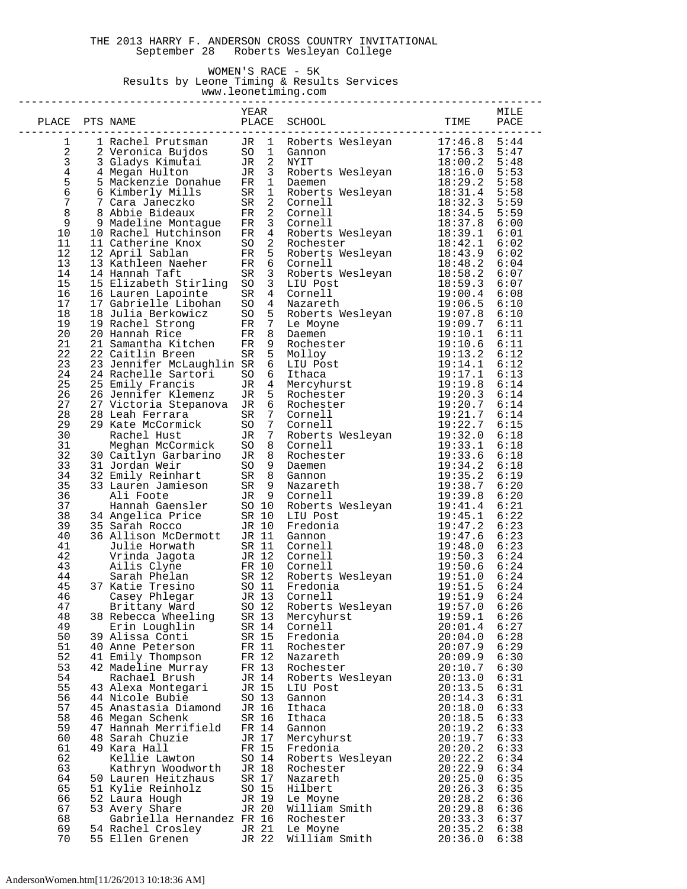# THE 2013 HARRY F. ANDERSON CROSS COUNTRY INVITATIONAL

September 28 Roberts Wesleyan College

## WOMEN'S RACE - 5K

Results by Leone Timing & Results Services
www.leonetiming.com

| PLACE | PTS | NAME | YEAR | PLACE | SCHOOL | TIME | MILE PACE |
|---|---|---|---|---|---|---|---|
| 1 | 1 | Rachel Prutsman | JR | 1 | Roberts Wesleyan | 17:46.8 | 5:44 |
| 2 | 2 | Veronica Bujdos | SO | 1 | Gannon | 17:56.3 | 5:47 |
| 3 | 3 | Gladys Kimutai | JR | 2 | NYIT | 18:00.2 | 5:48 |
| 4 | 4 | Megan Hulton | JR | 3 | Roberts Wesleyan | 18:16.0 | 5:53 |
| 5 | 5 | Mackenzie Donahue | FR | 1 | Daemen | 18:29.2 | 5:58 |
| 6 | 6 | Kimberly Mills | SR | 1 | Roberts Wesleyan | 18:31.4 | 5:58 |
| 7 | 7 | Cara Janeczko | SR | 2 | Cornell | 18:32.3 | 5:59 |
| 8 | 8 | Abbie Bideaux | FR | 2 | Cornell | 18:34.5 | 5:59 |
| 9 | 9 | Madeline Montague | FR | 3 | Cornell | 18:37.8 | 6:00 |
| 10 | 10 | Rachel Hutchinson | FR | 4 | Roberts Wesleyan | 18:39.1 | 6:01 |
| 11 | 11 | Catherine Knox | SO | 2 | Rochester | 18:42.1 | 6:02 |
| 12 | 12 | April Sablan | FR | 5 | Roberts Wesleyan | 18:43.9 | 6:02 |
| 13 | 13 | Kathleen Naeher | FR | 6 | Cornell | 18:48.2 | 6:04 |
| 14 | 14 | Hannah Taft | SR | 3 | Roberts Wesleyan | 18:58.2 | 6:07 |
| 15 | 15 | Elizabeth Stirling | SO | 3 | LIU Post | 18:59.3 | 6:07 |
| 16 | 16 | Lauren Lapointe | SR | 4 | Cornell | 19:00.4 | 6:08 |
| 17 | 17 | Gabrielle Libohan | SO | 4 | Nazareth | 19:06.5 | 6:10 |
| 18 | 18 | Julia Berkowicz | SO | 5 | Roberts Wesleyan | 19:07.8 | 6:10 |
| 19 | 19 | Rachel Strong | FR | 7 | Le Moyne | 19:09.7 | 6:11 |
| 20 | 20 | Hannah Rice | FR | 8 | Daemen | 19:10.1 | 6:11 |
| 21 | 21 | Samantha Kitchen | FR | 9 | Rochester | 19:10.6 | 6:11 |
| 22 | 22 | Caitlin Breen | SR | 5 | Molloy | 19:13.2 | 6:12 |
| 23 | 23 | Jennifer McLaughlin | SR | 6 | LIU Post | 19:14.1 | 6:12 |
| 24 | 24 | Rachelle Sartori | SO | 6 | Ithaca | 19:17.1 | 6:13 |
| 25 | 25 | Emily Francis | JR | 4 | Mercyhurst | 19:19.8 | 6:14 |
| 26 | 26 | Jennifer Klemenz | JR | 5 | Rochester | 19:20.3 | 6:14 |
| 27 | 27 | Victoria Stepanova | JR | 6 | Rochester | 19:20.7 | 6:14 |
| 28 | 28 | Leah Ferrara | SR | 7 | Cornell | 19:21.7 | 6:14 |
| 29 | 29 | Kate McCormick | SO | 7 | Cornell | 19:22.7 | 6:15 |
| 30 | | Rachel Hust | JR | 7 | Roberts Wesleyan | 19:32.0 | 6:18 |
| 31 | | Meghan McCormick | SO | 8 | Cornell | 19:33.1 | 6:18 |
| 32 | 30 | Caitlyn Garbarino | JR | 8 | Rochester | 19:33.6 | 6:18 |
| 33 | 31 | Jordan Weir | SO | 9 | Daemen | 19:34.2 | 6:18 |
| 34 | 32 | Emily Reinhart | SR | 8 | Gannon | 19:35.2 | 6:19 |
| 35 | 33 | Lauren Jamieson | SR | 9 | Nazareth | 19:38.7 | 6:20 |
| 36 | | Ali Foote | JR | 9 | Cornell | 19:39.8 | 6:20 |
| 37 | | Hannah Gaensler | SO | 10 | Roberts Wesleyan | 19:41.4 | 6:21 |
| 38 | 34 | Angelica Price | SR | 10 | LIU Post | 19:45.1 | 6:22 |
| 39 | 35 | Sarah Rocco | JR | 10 | Fredonia | 19:47.2 | 6:23 |
| 40 | 36 | Allison McDermott | JR | 11 | Gannon | 19:47.6 | 6:23 |
| 41 | | Julie Horwath | SR | 11 | Cornell | 19:48.0 | 6:23 |
| 42 | | Vrinda Jagota | JR | 12 | Cornell | 19:50.3 | 6:24 |
| 43 | | Ailis Clyne | FR | 10 | Cornell | 19:50.6 | 6:24 |
| 44 | | Sarah Phelan | SR | 12 | Roberts Wesleyan | 19:51.0 | 6:24 |
| 45 | 37 | Katie Tresino | SO | 11 | Fredonia | 19:51.5 | 6:24 |
| 46 | | Casey Phlegar | JR | 13 | Cornell | 19:51.9 | 6:24 |
| 47 | | Brittany Ward | SO | 12 | Roberts Wesleyan | 19:57.0 | 6:26 |
| 48 | 38 | Rebecca Wheeling | SR | 13 | Mercyhurst | 19:59.1 | 6:26 |
| 49 | | Erin Loughlin | SR | 14 | Cornell | 20:01.4 | 6:27 |
| 50 | 39 | Alissa Conti | SR | 15 | Fredonia | 20:04.0 | 6:28 |
| 51 | 40 | Anne Peterson | FR | 11 | Rochester | 20:07.9 | 6:29 |
| 52 | 41 | Emily Thompson | FR | 12 | Nazareth | 20:09.9 | 6:30 |
| 53 | 42 | Madeline Murray | FR | 13 | Rochester | 20:10.7 | 6:30 |
| 54 | | Rachael Brush | JR | 14 | Roberts Wesleyan | 20:13.0 | 6:31 |
| 55 | 43 | Alexa Montegari | JR | 15 | LIU Post | 20:13.5 | 6:31 |
| 56 | 44 | Nicole Bubie | SO | 13 | Gannon | 20:14.3 | 6:31 |
| 57 | 45 | Anastasia Diamond | JR | 16 | Ithaca | 20:18.0 | 6:33 |
| 58 | 46 | Megan Schenk | SR | 16 | Ithaca | 20:18.5 | 6:33 |
| 59 | 47 | Hannah Merrifield | FR | 14 | Gannon | 20:19.2 | 6:33 |
| 60 | 48 | Sarah Chuzie | JR | 17 | Mercyhurst | 20:19.7 | 6:33 |
| 61 | 49 | Kara Hall | FR | 15 | Fredonia | 20:20.2 | 6:33 |
| 62 | | Kellie Lawton | SO | 14 | Roberts Wesleyan | 20:22.2 | 6:34 |
| 63 | | Kathryn Woodworth | JR | 18 | Rochester | 20:22.9 | 6:34 |
| 64 | 50 | Lauren Heitzhaus | SR | 17 | Nazareth | 20:25.0 | 6:35 |
| 65 | 51 | Kylie Reinholz | SO | 15 | Hilbert | 20:26.3 | 6:35 |
| 66 | 52 | Laura Hough | JR | 19 | Le Moyne | 20:28.2 | 6:36 |
| 67 | 53 | Avery Share | JR | 20 | William Smith | 20:29.8 | 6:36 |
| 68 | | Gabriella Hernandez | FR | 16 | Rochester | 20:33.3 | 6:37 |
| 69 | 54 | Rachel Crosley | JR | 21 | Le Moyne | 20:35.2 | 6:38 |
| 70 | 55 | Ellen Grenen | JR | 22 | William Smith | 20:36.0 | 6:38 |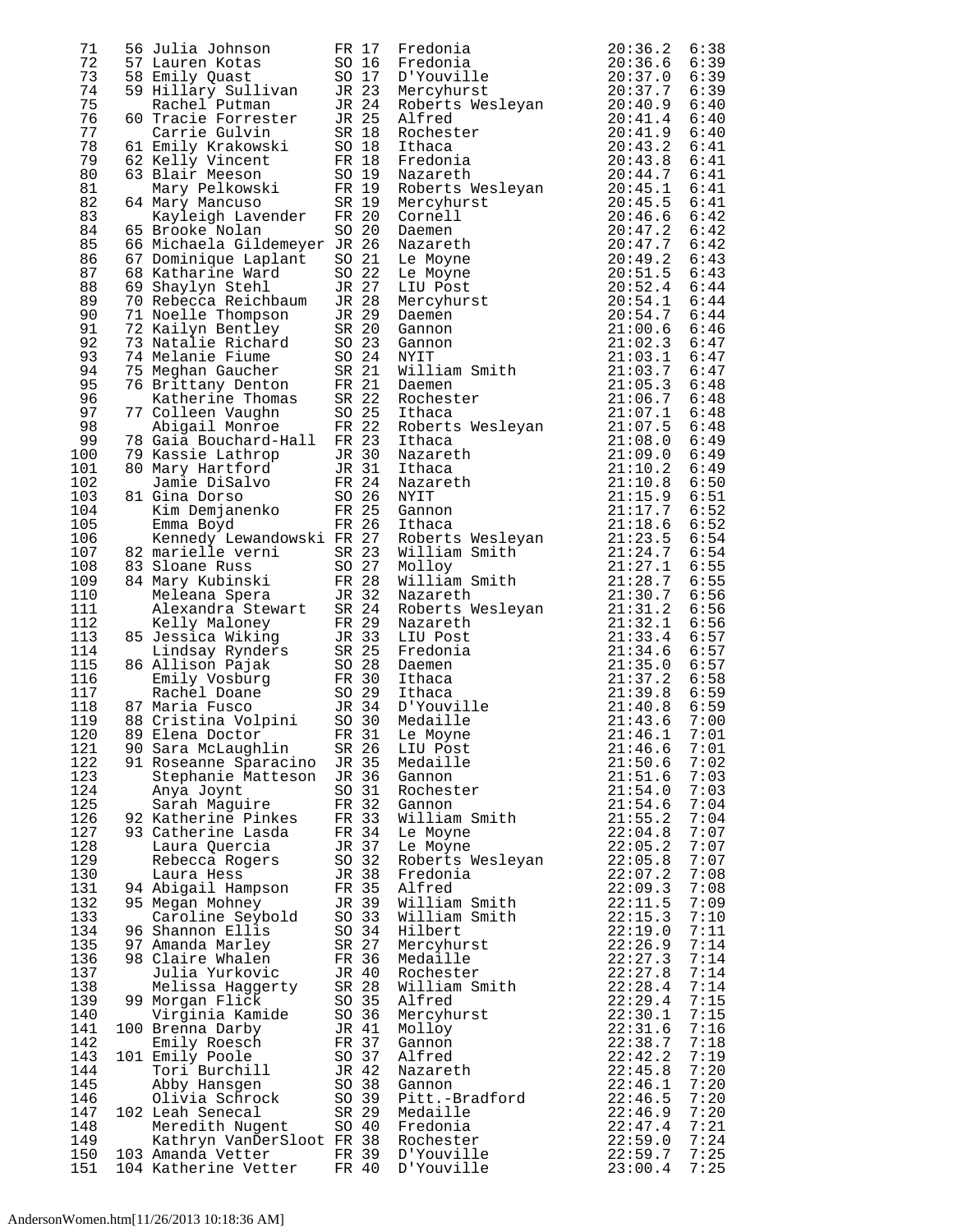| Place | Team Place | Name | Yr | # | Team | Time | Pace |
|---|---|---|---|---|---|---|---|
| 71 | 56 | Julia Johnson | FR | 17 | Fredonia | 20:36.2 | 6:38 |
| 72 | 57 | Lauren Kotas | SO | 16 | Fredonia | 20:36.6 | 6:39 |
| 73 | 58 | Emily Quast | SO | 17 | D'Youville | 20:37.0 | 6:39 |
| 74 | 59 | Hillary Sullivan | JR | 23 | Mercyhurst | 20:37.7 | 6:39 |
| 75 | | Rachel Putman | JR | 24 | Roberts Wesleyan | 20:40.9 | 6:40 |
| 76 | 60 | Tracie Forrester | JR | 25 | Alfred | 20:41.4 | 6:40 |
| 77 | | Carrie Gulvin | SR | 18 | Rochester | 20:41.9 | 6:40 |
| 78 | 61 | Emily Krakowski | SO | 18 | Ithaca | 20:43.2 | 6:41 |
| 79 | 62 | Kelly Vincent | FR | 18 | Fredonia | 20:43.8 | 6:41 |
| 80 | 63 | Blair Meeson | SO | 19 | Nazareth | 20:44.7 | 6:41 |
| 81 | | Mary Pelkowski | FR | 19 | Roberts Wesleyan | 20:45.1 | 6:41 |
| 82 | 64 | Mary Mancuso | SR | 19 | Mercyhurst | 20:45.5 | 6:41 |
| 83 | | Kayleigh Lavender | FR | 20 | Cornell | 20:46.6 | 6:42 |
| 84 | 65 | Brooke Nolan | SO | 20 | Daemen | 20:47.2 | 6:42 |
| 85 | 66 | Michaela Gildemeyer | JR | 26 | Nazareth | 20:47.7 | 6:42 |
| 86 | 67 | Dominique Laplant | SO | 21 | Le Moyne | 20:49.2 | 6:43 |
| 87 | 68 | Katharine Ward | SO | 22 | Le Moyne | 20:51.5 | 6:43 |
| 88 | 69 | Shaylyn Stehl | JR | 27 | LIU Post | 20:52.4 | 6:44 |
| 89 | 70 | Rebecca Reichbaum | JR | 28 | Mercyhurst | 20:54.1 | 6:44 |
| 90 | 71 | Noelle Thompson | JR | 29 | Daemen | 20:54.7 | 6:44 |
| 91 | 72 | Kailyn Bentley | SR | 20 | Gannon | 21:00.6 | 6:46 |
| 92 | 73 | Natalie Richard | SO | 23 | Gannon | 21:02.3 | 6:47 |
| 93 | 74 | Melanie Fiume | SO | 24 | NYIT | 21:03.1 | 6:47 |
| 94 | 75 | Meghan Gaucher | SR | 21 | William Smith | 21:03.7 | 6:47 |
| 95 | 76 | Brittany Denton | FR | 21 | Daemen | 21:05.3 | 6:48 |
| 96 | | Katherine Thomas | SR | 22 | Rochester | 21:06.7 | 6:48 |
| 97 | 77 | Colleen Vaughn | SO | 25 | Ithaca | 21:07.1 | 6:48 |
| 98 | | Abigail Monroe | FR | 22 | Roberts Wesleyan | 21:07.5 | 6:48 |
| 99 | 78 | Gaia Bouchard-Hall | FR | 23 | Ithaca | 21:08.0 | 6:49 |
| 100 | 79 | Kassie Lathrop | JR | 30 | Nazareth | 21:09.0 | 6:49 |
| 101 | 80 | Mary Hartford | JR | 31 | Ithaca | 21:10.2 | 6:49 |
| 102 | | Jamie DiSalvo | FR | 24 | Nazareth | 21:10.8 | 6:50 |
| 103 | 81 | Gina Dorso | SO | 26 | NYIT | 21:15.9 | 6:51 |
| 104 | | Kim Demjanenko | FR | 25 | Gannon | 21:17.7 | 6:52 |
| 105 | | Emma Boyd | FR | 26 | Ithaca | 21:18.6 | 6:52 |
| 106 | | Kennedy Lewandowski | FR | 27 | Roberts Wesleyan | 21:23.5 | 6:54 |
| 107 | 82 | marielle verni | SR | 23 | William Smith | 21:24.7 | 6:54 |
| 108 | 83 | Sloane Russ | SO | 27 | Molloy | 21:27.1 | 6:55 |
| 109 | 84 | Mary Kubinski | FR | 28 | William Smith | 21:28.7 | 6:55 |
| 110 | | Meleana Spera | JR | 32 | Nazareth | 21:30.7 | 6:56 |
| 111 | | Alexandra Stewart | SR | 24 | Roberts Wesleyan | 21:31.2 | 6:56 |
| 112 | | Kelly Maloney | FR | 29 | Nazareth | 21:32.1 | 6:56 |
| 113 | 85 | Jessica Wiking | JR | 33 | LIU Post | 21:33.4 | 6:57 |
| 114 | | Lindsay Rynders | SR | 25 | Fredonia | 21:34.6 | 6:57 |
| 115 | 86 | Allison Pajak | SO | 28 | Daemen | 21:35.0 | 6:57 |
| 116 | | Emily Vosburg | FR | 30 | Ithaca | 21:37.2 | 6:58 |
| 117 | | Rachel Doane | SO | 29 | Ithaca | 21:39.8 | 6:59 |
| 118 | 87 | Maria Fusco | JR | 34 | D'Youville | 21:40.8 | 6:59 |
| 119 | 88 | Cristina Volpini | SO | 30 | Medaille | 21:43.6 | 7:00 |
| 120 | 89 | Elena Doctor | FR | 31 | Le Moyne | 21:46.1 | 7:01 |
| 121 | 90 | Sara McLaughlin | SR | 26 | LIU Post | 21:46.6 | 7:01 |
| 122 | 91 | Roseanne Sparacino | JR | 35 | Medaille | 21:50.6 | 7:02 |
| 123 | | Stephanie Matteson | JR | 36 | Gannon | 21:51.6 | 7:03 |
| 124 | | Anya Joynt | SO | 31 | Rochester | 21:54.0 | 7:03 |
| 125 | | Sarah Maguire | FR | 32 | Gannon | 21:54.6 | 7:04 |
| 126 | 92 | Katherine Pinkes | FR | 33 | William Smith | 21:55.2 | 7:04 |
| 127 | 93 | Catherine Lasda | FR | 34 | Le Moyne | 22:04.8 | 7:07 |
| 128 | | Laura Quercia | JR | 37 | Le Moyne | 22:05.2 | 7:07 |
| 129 | | Rebecca Rogers | SO | 32 | Roberts Wesleyan | 22:05.8 | 7:07 |
| 130 | | Laura Hess | JR | 38 | Fredonia | 22:07.2 | 7:08 |
| 131 | 94 | Abigail Hampson | FR | 35 | Alfred | 22:09.3 | 7:08 |
| 132 | 95 | Megan Mohney | JR | 39 | William Smith | 22:11.5 | 7:09 |
| 133 | | Caroline Seybold | SO | 33 | William Smith | 22:15.3 | 7:10 |
| 134 | 96 | Shannon Ellis | SO | 34 | Hilbert | 22:19.0 | 7:11 |
| 135 | 97 | Amanda Marley | SR | 27 | Mercyhurst | 22:26.9 | 7:14 |
| 136 | 98 | Claire Whalen | FR | 36 | Medaille | 22:27.3 | 7:14 |
| 137 | | Julia Yurkovic | JR | 40 | Rochester | 22:27.8 | 7:14 |
| 138 | | Melissa Haggerty | SR | 28 | William Smith | 22:28.4 | 7:14 |
| 139 | 99 | Morgan Flick | SO | 35 | Alfred | 22:29.4 | 7:15 |
| 140 | | Virginia Kamide | SO | 36 | Mercyhurst | 22:30.1 | 7:15 |
| 141 | 100 | Brenna Darby | JR | 41 | Molloy | 22:31.6 | 7:16 |
| 142 | | Emily Roesch | FR | 37 | Gannon | 22:38.7 | 7:18 |
| 143 | 101 | Emily Poole | SO | 37 | Alfred | 22:42.2 | 7:19 |
| 144 | | Tori Burchill | JR | 42 | Nazareth | 22:45.8 | 7:20 |
| 145 | | Abby Hansgen | SO | 38 | Gannon | 22:46.1 | 7:20 |
| 146 | | Olivia Schrock | SO | 39 | Pitt.-Bradford | 22:46.5 | 7:20 |
| 147 | 102 | Leah Senecal | SR | 29 | Medaille | 22:46.9 | 7:20 |
| 148 | | Meredith Nugent | SO | 40 | Fredonia | 22:47.4 | 7:21 |
| 149 | | Kathryn VanDerSloot | FR | 38 | Rochester | 22:59.0 | 7:24 |
| 150 | 103 | Amanda Vetter | FR | 39 | D'Youville | 22:59.7 | 7:25 |
| 151 | 104 | Katherine Vetter | FR | 40 | D'Youville | 23:00.4 | 7:25 |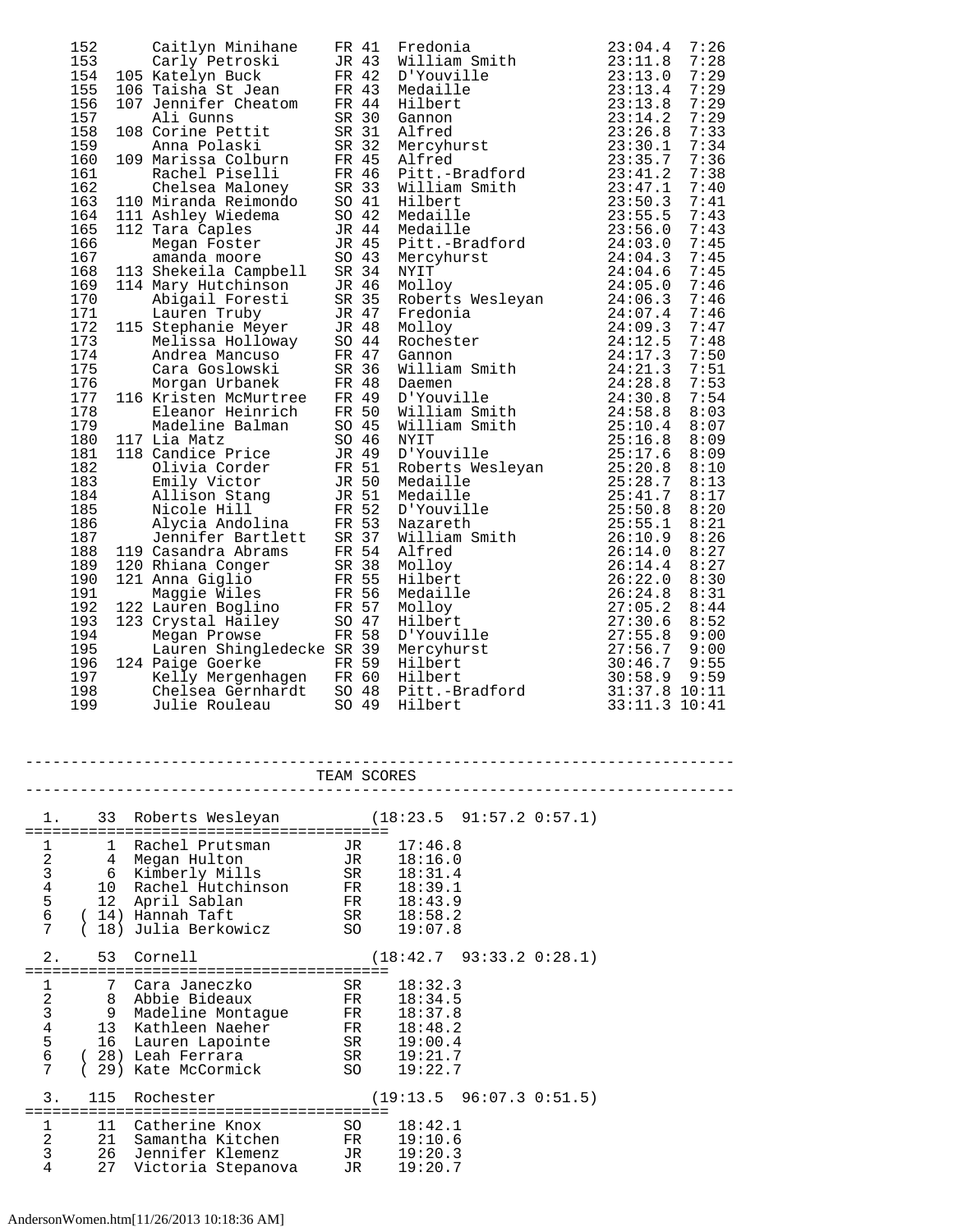| Place | Team Place | Name | Yr | # | Team | Time | Pace |
|---|---|---|---|---|---|---|---|
| 152 | | Caitlyn Minihane | FR | 41 | Fredonia | 23:04.4 | 7:26 |
| 153 | | Carly Petroski | JR | 43 | William Smith | 23:11.8 | 7:28 |
| 154 | 105 | Katelyn Buck | FR | 42 | D'Youville | 23:13.0 | 7:29 |
| 155 | 106 | Taisha St Jean | FR | 43 | Medaille | 23:13.4 | 7:29 |
| 156 | 107 | Jennifer Cheatom | FR | 44 | Hilbert | 23:13.8 | 7:29 |
| 157 | | Ali Gunns | SR | 30 | Gannon | 23:14.2 | 7:29 |
| 158 | 108 | Corine Pettit | SR | 31 | Alfred | 23:26.8 | 7:33 |
| 159 | | Anna Polaski | SR | 32 | Mercyhurst | 23:30.1 | 7:34 |
| 160 | 109 | Marissa Colburn | FR | 45 | Alfred | 23:35.7 | 7:36 |
| 161 | | Rachel Piselli | FR | 46 | Pitt.-Bradford | 23:41.2 | 7:38 |
| 162 | | Chelsea Maloney | SR | 33 | William Smith | 23:47.1 | 7:40 |
| 163 | 110 | Miranda Reimondo | SO | 41 | Hilbert | 23:50.3 | 7:41 |
| 164 | 111 | Ashley Wiedema | SO | 42 | Medaille | 23:55.5 | 7:43 |
| 165 | 112 | Tara Caples | JR | 44 | Medaille | 23:56.0 | 7:43 |
| 166 | | Megan Foster | JR | 45 | Pitt.-Bradford | 24:03.0 | 7:45 |
| 167 | | amanda moore | SO | 43 | Mercyhurst | 24:04.3 | 7:45 |
| 168 | 113 | Shekeila Campbell | SR | 34 | NYIT | 24:04.6 | 7:45 |
| 169 | 114 | Mary Hutchinson | JR | 46 | Molloy | 24:05.0 | 7:46 |
| 170 | | Abigail Foresti | SR | 35 | Roberts Wesleyan | 24:06.3 | 7:46 |
| 171 | | Lauren Truby | JR | 47 | Fredonia | 24:07.4 | 7:46 |
| 172 | 115 | Stephanie Meyer | JR | 48 | Molloy | 24:09.3 | 7:47 |
| 173 | | Melissa Holloway | SO | 44 | Rochester | 24:12.5 | 7:48 |
| 174 | | Andrea Mancuso | FR | 47 | Gannon | 24:17.3 | 7:50 |
| 175 | | Cara Goslowski | SR | 36 | William Smith | 24:21.3 | 7:51 |
| 176 | | Morgan Urbanek | FR | 48 | Daemen | 24:28.8 | 7:53 |
| 177 | 116 | Kristen McMurtree | FR | 49 | D'Youville | 24:30.8 | 7:54 |
| 178 | | Eleanor Heinrich | FR | 50 | William Smith | 24:58.8 | 8:03 |
| 179 | | Madeline Balman | SO | 45 | William Smith | 25:10.4 | 8:07 |
| 180 | 117 | Lia Matz | SO | 46 | NYIT | 25:16.8 | 8:09 |
| 181 | 118 | Candice Price | JR | 49 | D'Youville | 25:17.6 | 8:09 |
| 182 | | Olivia Corder | FR | 51 | Roberts Wesleyan | 25:20.8 | 8:10 |
| 183 | | Emily Victor | JR | 50 | Medaille | 25:28.7 | 8:13 |
| 184 | | Allison Stang | JR | 51 | Medaille | 25:41.7 | 8:17 |
| 185 | | Nicole Hill | FR | 52 | D'Youville | 25:50.8 | 8:20 |
| 186 | | Alycia Andolina | FR | 53 | Nazareth | 25:55.1 | 8:21 |
| 187 | | Jennifer Bartlett | SR | 37 | William Smith | 26:10.9 | 8:26 |
| 188 | 119 | Casandra Abrams | FR | 54 | Alfred | 26:14.0 | 8:27 |
| 189 | 120 | Rhiana Conger | SR | 38 | Molloy | 26:14.4 | 8:27 |
| 190 | 121 | Anna Giglio | FR | 55 | Hilbert | 26:22.0 | 8:30 |
| 191 | | Maggie Wiles | FR | 56 | Medaille | 26:24.8 | 8:31 |
| 192 | 122 | Lauren Boglino | FR | 57 | Molloy | 27:05.2 | 8:44 |
| 193 | 123 | Crystal Hailey | SO | 47 | Hilbert | 27:30.6 | 8:52 |
| 194 | | Megan Prowse | FR | 58 | D'Youville | 27:55.8 | 9:00 |
| 195 | | Lauren Shingledecke | SR | 39 | Mercyhurst | 27:56.7 | 9:00 |
| 196 | 124 | Paige Goerke | FR | 59 | Hilbert | 30:46.7 | 9:55 |
| 197 | | Kelly Mergenhagen | FR | 60 | Hilbert | 30:58.9 | 9:59 |
| 198 | | Chelsea Gernhardt | SO | 48 | Pitt.-Bradford | 31:37.8 | 10:11 |
| 199 | | Julie Rouleau | SO | 49 | Hilbert | 33:11.3 | 10:41 |

## TEAM SCORES

**1. 33 Roberts Wesleyan (18:23.5 91:57.2 0:57.1)**

| # | Place | Name | Yr | Time |
|---|---|---|---|---|
| 1 | 1 | Rachel Prutsman | JR | 17:46.8 |
| 2 | 4 | Megan Hulton | JR | 18:16.0 |
| 3 | 6 | Kimberly Mills | SR | 18:31.4 |
| 4 | 10 | Rachel Hutchinson | FR | 18:39.1 |
| 5 | 12 | April Sablan | FR | 18:43.9 |
| 6 | (14) | Hannah Taft | SR | 18:58.2 |
| 7 | (18) | Julia Berkowicz | SO | 19:07.8 |

**2. 53 Cornell (18:42.7 93:33.2 0:28.1)**

| # | Place | Name | Yr | Time |
|---|---|---|---|---|
| 1 | 7 | Cara Janeczko | SR | 18:32.3 |
| 2 | 8 | Abbie Bideaux | FR | 18:34.5 |
| 3 | 9 | Madeline Montague | FR | 18:37.8 |
| 4 | 13 | Kathleen Naeher | FR | 18:48.2 |
| 5 | 16 | Lauren Lapointe | SR | 19:00.4 |
| 6 | (28) | Leah Ferrara | SR | 19:21.7 |
| 7 | (29) | Kate McCormick | SO | 19:22.7 |

**3. 115 Rochester (19:13.5 96:07.3 0:51.5)**

| # | Place | Name | Yr | Time |
|---|---|---|---|---|
| 1 | 11 | Catherine Knox | SO | 18:42.1 |
| 2 | 21 | Samantha Kitchen | FR | 19:10.6 |
| 3 | 26 | Jennifer Klemenz | JR | 19:20.3 |
| 4 | 27 | Victoria Stepanova | JR | 19:20.7 |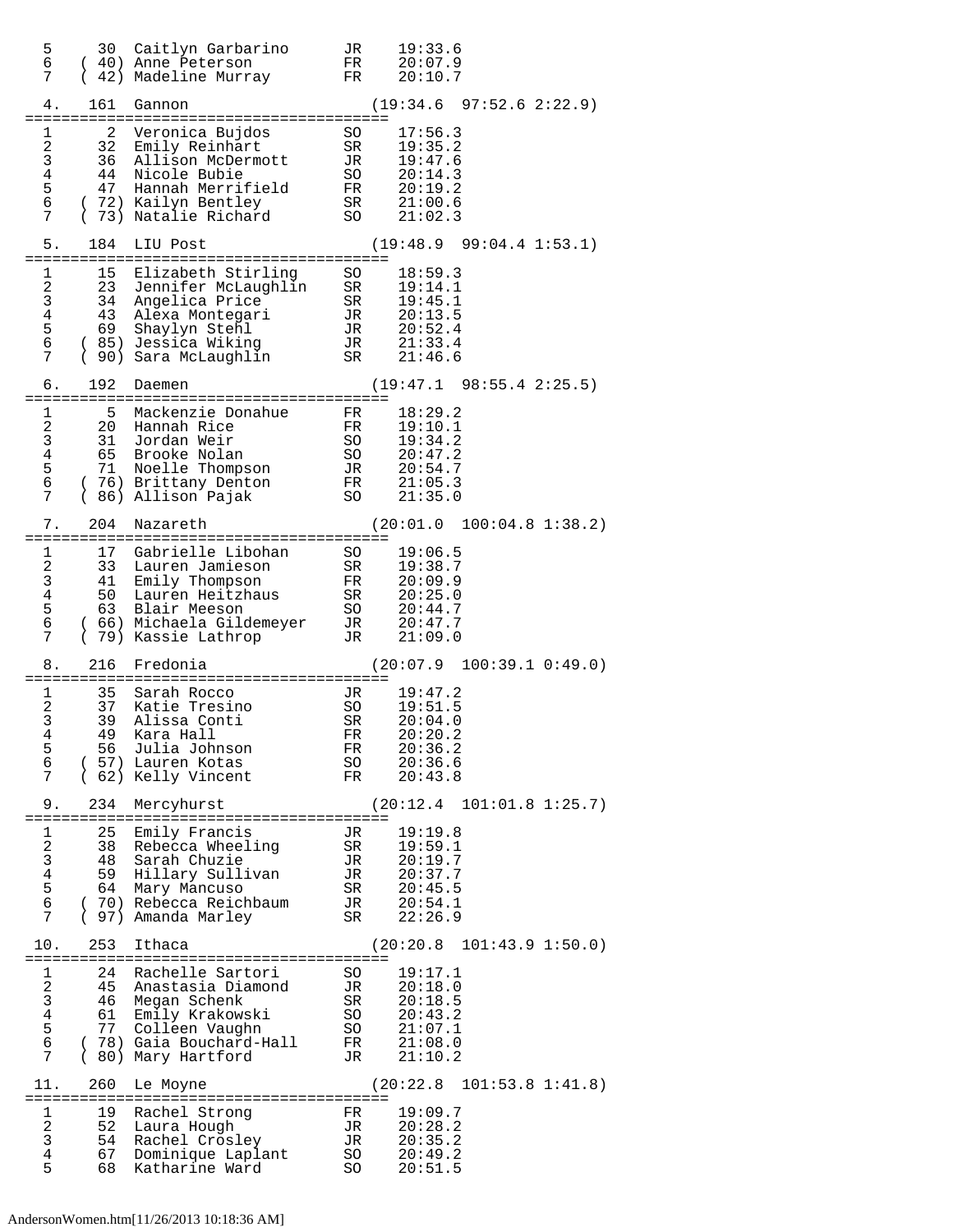```
  5      30  Caitlyn Garbarino      JR    19:33.6
  6    ( 40) Anne Peterson          FR    20:07.9
  7    ( 42) Madeline Murray        FR    20:10.7

  4.   161  Gannon                          (19:34.6  97:52.6 2:22.9)
=========================================
  1       2  Veronica Bujdos        SO    17:56.3
  2      32  Emily Reinhart         SR    19:35.2
  3      36  Allison McDermott      JR    19:47.6
  4      44  Nicole Bubie           SO    20:14.3
  5      47  Hannah Merrifield      FR    20:19.2
  6    ( 72) Kailyn Bentley         SR    21:00.6
  7    ( 73) Natalie Richard        SO    21:02.3

  5.   184  LIU Post                        (19:48.9  99:04.4 1:53.1)
=========================================
  1      15  Elizabeth Stirling     SO    18:59.3
  2      23  Jennifer McLaughlin    SR    19:14.1
  3      34  Angelica Price         SR    19:45.1
  4      43  Alexa Montegari        JR    20:13.5
  5      69  Shaylyn Stehl          JR    20:52.4
  6    ( 85) Jessica Wiking         JR    21:33.4
  7    ( 90) Sara McLaughlin        SR    21:46.6

  6.   192  Daemen                          (19:47.1  98:55.4 2:25.5)
=========================================
  1       5  Mackenzie Donahue      FR    18:29.2
  2      20  Hannah Rice            FR    19:10.1
  3      31  Jordan Weir            SO    19:34.2
  4      65  Brooke Nolan           SO    20:47.2
  5      71  Noelle Thompson        JR    20:54.7
  6    ( 76) Brittany Denton        FR    21:05.3
  7    ( 86) Allison Pajak          SO    21:35.0

  7.   204  Nazareth                        (20:01.0  100:04.8 1:38.2)
=========================================
  1      17  Gabrielle Libohan      SO    19:06.5
  2      33  Lauren Jamieson        SR    19:38.7
  3      41  Emily Thompson         FR    20:09.9
  4      50  Lauren Heitzhaus       SR    20:25.0
  5      63  Blair Meeson           SO    20:44.7
  6    ( 66) Michaela Gildemeyer    JR    20:47.7
  7    ( 79) Kassie Lathrop         JR    21:09.0

  8.   216  Fredonia                        (20:07.9  100:39.1 0:49.0)
=========================================
  1      35  Sarah Rocco            JR    19:47.2
  2      37  Katie Tresino          SO    19:51.5
  3      39  Alissa Conti           SR    20:04.0
  4      49  Kara Hall              FR    20:20.2
  5      56  Julia Johnson          FR    20:36.2
  6    ( 57) Lauren Kotas           SO    20:36.6
  7    ( 62) Kelly Vincent          FR    20:43.8

  9.   234  Mercyhurst                      (20:12.4  101:01.8 1:25.7)
=========================================
  1      25  Emily Francis          JR    19:19.8
  2      38  Rebecca Wheeling       SR    19:59.1
  3      48  Sarah Chuzie           JR    20:19.7
  4      59  Hillary Sullivan       JR    20:37.7
  5      64  Mary Mancuso           SR    20:45.5
  6    ( 70) Rebecca Reichbaum      JR    20:54.1
  7    ( 97) Amanda Marley          SR    22:26.9

 10.   253  Ithaca                          (20:20.8  101:43.9 1:50.0)
=========================================
  1      24  Rachelle Sartori       SO    19:17.1
  2      45  Anastasia Diamond      JR    20:18.0
  3      46  Megan Schenk           SR    20:18.5
  4      61  Emily Krakowski        SO    20:43.2
  5      77  Colleen Vaughn         SO    21:07.1
  6    ( 78) Gaia Bouchard-Hall     FR    21:08.0
  7    ( 80) Mary Hartford          JR    21:10.2

 11.   260  Le Moyne                        (20:22.8  101:53.8 1:41.8)
=========================================
  1      19  Rachel Strong          FR    19:09.7
  2      52  Laura Hough            JR    20:28.2
  3      54  Rachel Crosley         JR    20:35.2
  4      67  Dominique Laplant      SO    20:49.2
  5      68  Katharine Ward         SO    20:51.5
```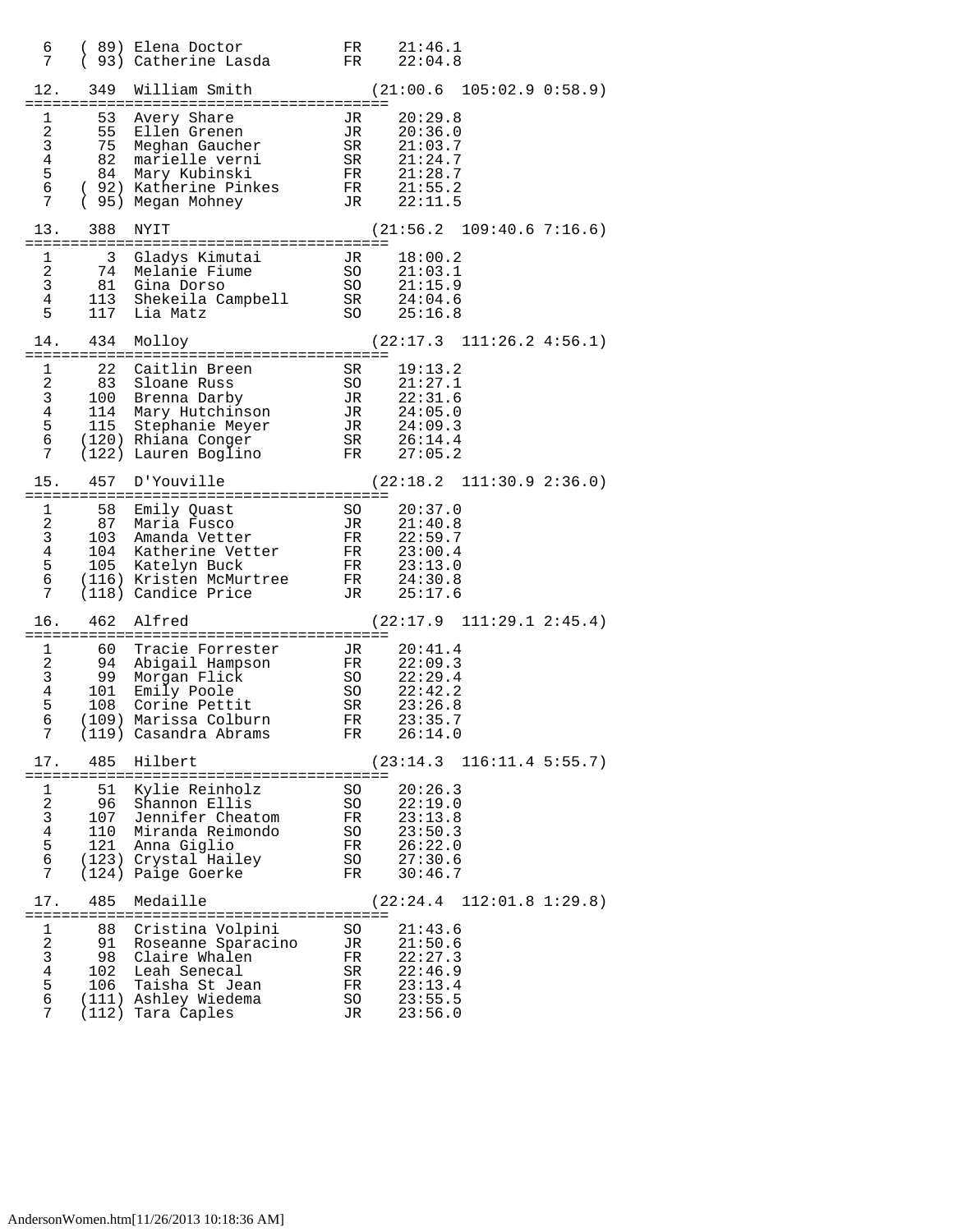```
  6    ( 89) Elena Doctor          FR    21:46.1
  7    ( 93) Catherine Lasda       FR    22:04.8

 12.    349  William Smith              (21:00.6  105:02.9 0:58.9)
=========================================
  1      53  Avery Share           JR    20:29.8
  2      55  Ellen Grenen          JR    20:36.0
  3      75  Meghan Gaucher        SR    21:03.7
  4      82  marielle verni        SR    21:24.7
  5      84  Mary Kubinski         FR    21:28.7
  6    ( 92) Katherine Pinkes      FR    21:55.2
  7    ( 95) Megan Mohney          JR    22:11.5

 13.    388  NYIT                       (21:56.2  109:40.6 7:16.6)
=========================================
  1       3  Gladys Kimutai        JR    18:00.2
  2      74  Melanie Fiume         SO    21:03.1
  3      81  Gina Dorso            SO    21:15.9
  4     113  Shekeila Campbell     SR    24:04.6
  5     117  Lia Matz              SO    25:16.8

 14.    434  Molloy                     (22:17.3  111:26.2 4:56.1)
=========================================
  1      22  Caitlin Breen         SR    19:13.2
  2      83  Sloane Russ           SO    21:27.1
  3     100  Brenna Darby          JR    22:31.6
  4     114  Mary Hutchinson       JR    24:05.0
  5     115  Stephanie Meyer       JR    24:09.3
  6    (120) Rhiana Conger         SR    26:14.4
  7    (122) Lauren Boglino        FR    27:05.2

 15.    457  D'Youville                 (22:18.2  111:30.9 2:36.0)
=========================================
  1      58  Emily Quast           SO    20:37.0
  2      87  Maria Fusco           JR    21:40.8
  3     103  Amanda Vetter         FR    22:59.7
  4     104  Katherine Vetter      FR    23:00.4
  5     105  Katelyn Buck          FR    23:13.0
  6    (116) Kristen McMurtree     FR    24:30.8
  7    (118) Candice Price         JR    25:17.6

 16.    462  Alfred                     (22:17.9  111:29.1 2:45.4)
=========================================
  1      60  Tracie Forrester      JR    20:41.4
  2      94  Abigail Hampson       FR    22:09.3
  3      99  Morgan Flick          SO    22:29.4
  4     101  Emily Poole           SO    22:42.2
  5     108  Corine Pettit         SR    23:26.8
  6    (109) Marissa Colburn       FR    23:35.7
  7    (119) Casandra Abrams       FR    26:14.0

 17.    485  Hilbert                    (23:14.3  116:11.4 5:55.7)
=========================================
  1      51  Kylie Reinholz        SO    20:26.3
  2      96  Shannon Ellis         SO    22:19.0
  3     107  Jennifer Cheatom      FR    23:13.8
  4     110  Miranda Reimondo      SO    23:50.3
  5     121  Anna Giglio           FR    26:22.0
  6    (123) Crystal Hailey        SO    27:30.6
  7    (124) Paige Goerke          FR    30:46.7

 17.    485  Medaille                   (22:24.4  112:01.8 1:29.8)
=========================================
  1      88  Cristina Volpini      SO    21:43.6
  2      91  Roseanne Sparacino    JR    21:50.6
  3      98  Claire Whalen         FR    22:27.3
  4     102  Leah Senecal          SR    22:46.9
  5     106  Taisha St Jean        FR    23:13.4
  6    (111) Ashley Wiedema        SO    23:55.5
  7    (112) Tara Caples           JR    23:56.0
```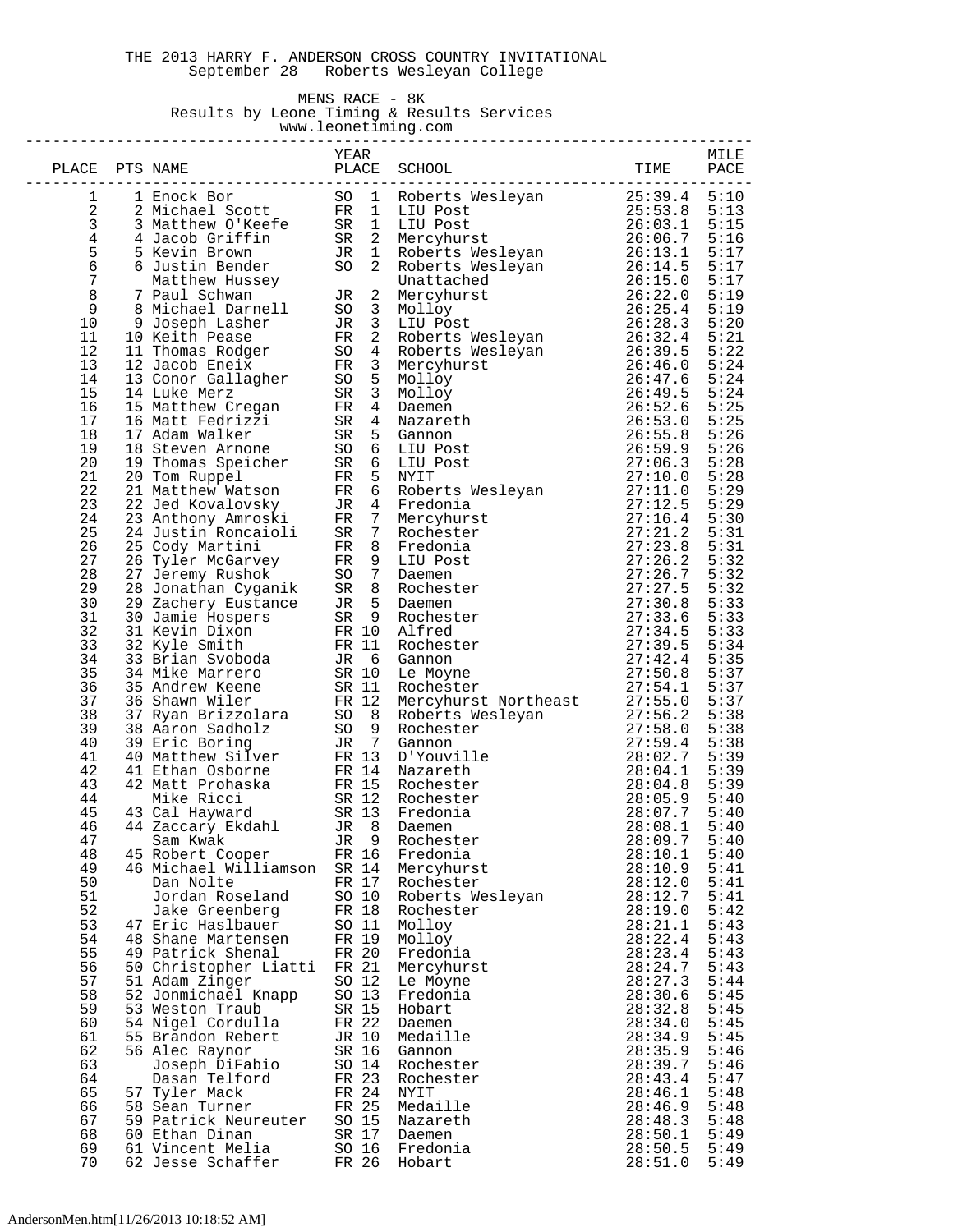THE 2013 HARRY F. ANDERSON CROSS COUNTRY INVITATIONAL
September 28 Roberts Wesleyan College

MENS RACE - 8K
Results by Leone Timing & Results Services
www.leonetiming.com

| PLACE | PTS | NAME | YEAR | PLACE | SCHOOL | TIME | MILE PACE |
|---|---|---|---|---|---|---|---|
| 1 | 1 | Enock Bor | SO | 1 | Roberts Wesleyan | 25:39.4 | 5:10 |
| 2 | 2 | Michael Scott | FR | 1 | LIU Post | 25:53.8 | 5:13 |
| 3 | 3 | Matthew O'Keefe | SR | 1 | LIU Post | 26:03.1 | 5:15 |
| 4 | 4 | Jacob Griffin | SR | 2 | Mercyhurst | 26:06.7 | 5:16 |
| 5 | 5 | Kevin Brown | JR | 1 | Roberts Wesleyan | 26:13.1 | 5:17 |
| 6 | 6 | Justin Bender | SO | 2 | Roberts Wesleyan | 26:14.5 | 5:17 |
| 7 | | Matthew Hussey | | | Unattached | 26:15.0 | 5:17 |
| 8 | 7 | Paul Schwan | JR | 2 | Mercyhurst | 26:22.0 | 5:19 |
| 9 | 8 | Michael Darnell | SO | 3 | Molloy | 26:25.4 | 5:19 |
| 10 | 9 | Joseph Lasher | JR | 3 | LIU Post | 26:28.3 | 5:20 |
| 11 | 10 | Keith Pease | FR | 2 | Roberts Wesleyan | 26:32.4 | 5:21 |
| 12 | 11 | Thomas Rodger | SO | 4 | Roberts Wesleyan | 26:39.5 | 5:22 |
| 13 | 12 | Jacob Eneix | FR | 3 | Mercyhurst | 26:46.0 | 5:24 |
| 14 | 13 | Conor Gallagher | SO | 5 | Molloy | 26:47.6 | 5:24 |
| 15 | 14 | Luke Merz | SR | 3 | Molloy | 26:49.5 | 5:24 |
| 16 | 15 | Matthew Cregan | FR | 4 | Daemen | 26:52.6 | 5:25 |
| 17 | 16 | Matt Fedrizzi | SR | 4 | Nazareth | 26:53.0 | 5:25 |
| 18 | 17 | Adam Walker | SR | 5 | Gannon | 26:55.8 | 5:26 |
| 19 | 18 | Steven Arnone | SO | 6 | LIU Post | 26:59.9 | 5:26 |
| 20 | 19 | Thomas Speicher | SR | 6 | LIU Post | 27:06.3 | 5:28 |
| 21 | 20 | Tom Ruppel | FR | 5 | NYIT | 27:10.0 | 5:28 |
| 22 | 21 | Matthew Watson | FR | 6 | Roberts Wesleyan | 27:11.0 | 5:29 |
| 23 | 22 | Jed Kovalovsky | JR | 4 | Fredonia | 27:12.5 | 5:29 |
| 24 | 23 | Anthony Amroski | FR | 7 | Mercyhurst | 27:16.4 | 5:30 |
| 25 | 24 | Justin Roncaioli | SR | 7 | Rochester | 27:21.2 | 5:31 |
| 26 | 25 | Cody Martini | FR | 8 | Fredonia | 27:23.8 | 5:31 |
| 27 | 26 | Tyler McGarvey | FR | 9 | LIU Post | 27:26.2 | 5:32 |
| 28 | 27 | Jeremy Rushok | SO | 7 | Daemen | 27:26.7 | 5:32 |
| 29 | 28 | Jonathan Cyganik | SR | 8 | Rochester | 27:27.5 | 5:32 |
| 30 | 29 | Zachery Eustance | JR | 5 | Daemen | 27:30.8 | 5:33 |
| 31 | 30 | Jamie Hospers | SR | 9 | Rochester | 27:33.6 | 5:33 |
| 32 | 31 | Kevin Dixon | FR | 10 | Alfred | 27:34.5 | 5:33 |
| 33 | 32 | Kyle Smith | FR | 11 | Rochester | 27:39.5 | 5:34 |
| 34 | 33 | Brian Svoboda | JR | 6 | Gannon | 27:42.4 | 5:35 |
| 35 | 34 | Mike Marrero | SR | 10 | Le Moyne | 27:50.8 | 5:37 |
| 36 | 35 | Andrew Keene | SR | 11 | Rochester | 27:54.1 | 5:37 |
| 37 | 36 | Shawn Wiler | FR | 12 | Mercyhurst Northeast | 27:55.0 | 5:37 |
| 38 | 37 | Ryan Brizzolara | SO | 8 | Roberts Wesleyan | 27:56.2 | 5:38 |
| 39 | 38 | Aaron Sadholz | SO | 9 | Rochester | 27:58.0 | 5:38 |
| 40 | 39 | Eric Boring | JR | 7 | Gannon | 27:59.4 | 5:38 |
| 41 | 40 | Matthew Silver | FR | 13 | D'Youville | 28:02.7 | 5:39 |
| 42 | 41 | Ethan Osborne | FR | 14 | Nazareth | 28:04.1 | 5:39 |
| 43 | 42 | Matt Prohaska | FR | 15 | Rochester | 28:04.8 | 5:39 |
| 44 | | Mike Ricci | SR | 12 | Rochester | 28:05.9 | 5:40 |
| 45 | 43 | Cal Hayward | SR | 13 | Fredonia | 28:07.7 | 5:40 |
| 46 | 44 | Zaccary Ekdahl | JR | 8 | Daemen | 28:08.1 | 5:40 |
| 47 | | Sam Kwak | JR | 9 | Rochester | 28:09.7 | 5:40 |
| 48 | 45 | Robert Cooper | FR | 16 | Fredonia | 28:10.1 | 5:40 |
| 49 | 46 | Michael Williamson | SR | 14 | Mercyhurst | 28:10.9 | 5:41 |
| 50 | | Dan Nolte | FR | 17 | Rochester | 28:12.0 | 5:41 |
| 51 | | Jordan Roseland | SO | 10 | Roberts Wesleyan | 28:12.7 | 5:41 |
| 52 | | Jake Greenberg | FR | 18 | Rochester | 28:19.0 | 5:42 |
| 53 | 47 | Eric Haslbauer | SO | 11 | Molloy | 28:21.1 | 5:43 |
| 54 | 48 | Shane Martensen | FR | 19 | Molloy | 28:22.4 | 5:43 |
| 55 | 49 | Patrick Shenal | FR | 20 | Fredonia | 28:23.4 | 5:43 |
| 56 | 50 | Christopher Liatti | FR | 21 | Mercyhurst | 28:24.7 | 5:43 |
| 57 | 51 | Adam Zinger | SO | 12 | Le Moyne | 28:27.3 | 5:44 |
| 58 | 52 | Jonmichael Knapp | SO | 13 | Fredonia | 28:30.6 | 5:45 |
| 59 | 53 | Weston Traub | SR | 15 | Hobart | 28:32.8 | 5:45 |
| 60 | 54 | Nigel Cordulla | FR | 22 | Daemen | 28:34.0 | 5:45 |
| 61 | 55 | Brandon Robert | JR | 10 | Medaille | 28:34.9 | 5:45 |
| 62 | 56 | Alec Raynor | SR | 16 | Gannon | 28:35.9 | 5:46 |
| 63 | | Joseph DiFabio | SO | 14 | Rochester | 28:39.7 | 5:46 |
| 64 | | Dasan Telford | FR | 23 | Rochester | 28:43.4 | 5:47 |
| 65 | 57 | Tyler Mack | FR | 24 | NYIT | 28:46.1 | 5:48 |
| 66 | 58 | Sean Turner | FR | 25 | Medaille | 28:46.9 | 5:48 |
| 67 | 59 | Patrick Neureuter | SO | 15 | Nazareth | 28:48.3 | 5:48 |
| 68 | 60 | Ethan Dinan | SR | 17 | Daemen | 28:50.1 | 5:49 |
| 69 | 61 | Vincent Melia | SO | 16 | Fredonia | 28:50.5 | 5:49 |
| 70 | 62 | Jesse Schaffer | FR | 26 | Hobart | 28:51.0 | 5:49 |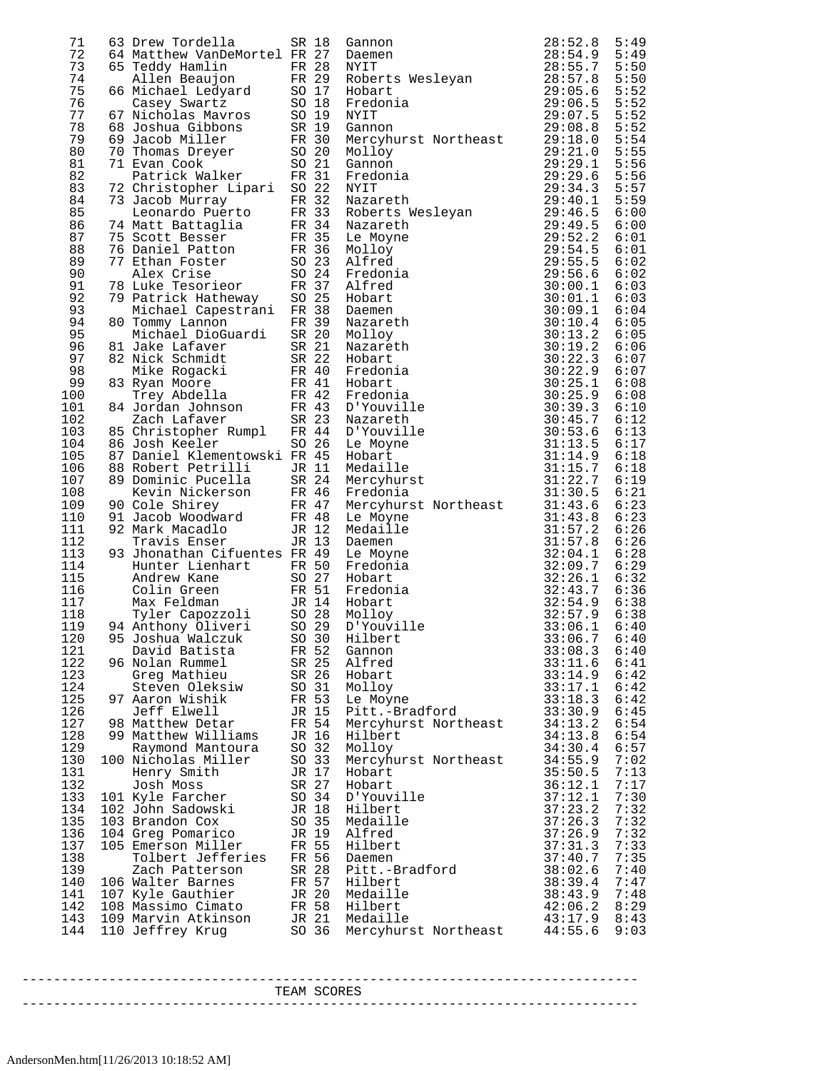| Place | Team Place | Name | Yr | # | Team | Time | Pace |
|---|---|---|---|---|---|---|---|
| 71 | 63 | Drew Tordella | SR | 18 | Gannon | 28:52.8 | 5:49 |
| 72 | 64 | Matthew VanDeMortel | FR | 27 | Daemen | 28:54.9 | 5:49 |
| 73 | 65 | Teddy Hamlin | FR | 28 | NYIT | 28:55.7 | 5:50 |
| 74 | | Allen Beaujon | FR | 29 | Roberts Wesleyan | 28:57.8 | 5:50 |
| 75 | 66 | Michael Ledyard | SO | 17 | Hobart | 29:05.6 | 5:52 |
| 76 | | Casey Swartz | SO | 18 | Fredonia | 29:06.5 | 5:52 |
| 77 | 67 | Nicholas Mavros | SO | 19 | NYIT | 29:07.5 | 5:52 |
| 78 | 68 | Joshua Gibbons | SR | 19 | Gannon | 29:08.8 | 5:52 |
| 79 | 69 | Jacob Miller | FR | 30 | Mercyhurst Northeast | 29:18.0 | 5:54 |
| 80 | 70 | Thomas Dreyer | SO | 20 | Molloy | 29:21.0 | 5:55 |
| 81 | 71 | Evan Cook | SO | 21 | Gannon | 29:29.1 | 5:56 |
| 82 | | Patrick Walker | FR | 31 | Fredonia | 29:29.6 | 5:56 |
| 83 | 72 | Christopher Lipari | SO | 22 | NYIT | 29:34.3 | 5:57 |
| 84 | 73 | Jacob Murray | FR | 32 | Nazareth | 29:40.1 | 5:59 |
| 85 | | Leonardo Puerto | FR | 33 | Roberts Wesleyan | 29:46.5 | 6:00 |
| 86 | 74 | Matt Battaglia | FR | 34 | Nazareth | 29:49.5 | 6:00 |
| 87 | 75 | Scott Besser | FR | 35 | Le Moyne | 29:52.2 | 6:01 |
| 88 | 76 | Daniel Patton | FR | 36 | Molloy | 29:54.5 | 6:01 |
| 89 | 77 | Ethan Foster | SO | 23 | Alfred | 29:55.5 | 6:02 |
| 90 | | Alex Crise | SO | 24 | Fredonia | 29:56.6 | 6:02 |
| 91 | 78 | Luke Tesorieor | FR | 37 | Alfred | 30:00.1 | 6:03 |
| 92 | 79 | Patrick Hatheway | SO | 25 | Hobart | 30:01.1 | 6:03 |
| 93 | | Michael Capestrani | FR | 38 | Daemen | 30:09.1 | 6:04 |
| 94 | 80 | Tommy Lannon | FR | 39 | Nazareth | 30:10.4 | 6:05 |
| 95 | | Michael DioGuardi | SR | 20 | Molloy | 30:13.2 | 6:05 |
| 96 | 81 | Jake Lafaver | SR | 21 | Nazareth | 30:19.2 | 6:06 |
| 97 | 82 | Nick Schmidt | SR | 22 | Hobart | 30:22.3 | 6:07 |
| 98 | | Mike Rogacki | FR | 40 | Fredonia | 30:22.9 | 6:07 |
| 99 | 83 | Ryan Moore | FR | 41 | Hobart | 30:25.1 | 6:08 |
| 100 | | Trey Abdella | FR | 42 | Fredonia | 30:25.9 | 6:08 |
| 101 | 84 | Jordan Johnson | FR | 43 | D'Youville | 30:39.3 | 6:10 |
| 102 | | Zach Lafaver | SR | 23 | Nazareth | 30:45.7 | 6:12 |
| 103 | 85 | Christopher Rumpl | FR | 44 | D'Youville | 30:53.6 | 6:13 |
| 104 | 86 | Josh Keeler | SO | 26 | Le Moyne | 31:13.5 | 6:17 |
| 105 | 87 | Daniel Klementowski | FR | 45 | Hobart | 31:14.9 | 6:18 |
| 106 | 88 | Robert Petrilli | JR | 11 | Medaille | 31:15.7 | 6:18 |
| 107 | 89 | Dominic Pucella | SR | 24 | Mercyhurst | 31:22.7 | 6:19 |
| 108 | | Kevin Nickerson | FR | 46 | Fredonia | 31:30.5 | 6:21 |
| 109 | 90 | Cole Shirey | FR | 47 | Mercyhurst Northeast | 31:43.6 | 6:23 |
| 110 | 91 | Jacob Woodward | FR | 48 | Le Moyne | 31:43.8 | 6:23 |
| 111 | 92 | Mark Macadlo | JR | 12 | Medaille | 31:57.2 | 6:26 |
| 112 | | Travis Enser | JR | 13 | Daemen | 31:57.8 | 6:26 |
| 113 | 93 | Jhonathan Cifuentes | FR | 49 | Le Moyne | 32:04.1 | 6:28 |
| 114 | | Hunter Lienhart | FR | 50 | Fredonia | 32:09.7 | 6:29 |
| 115 | | Andrew Kane | SO | 27 | Hobart | 32:26.1 | 6:32 |
| 116 | | Colin Green | FR | 51 | Fredonia | 32:43.7 | 6:36 |
| 117 | | Max Feldman | JR | 14 | Hobart | 32:54.9 | 6:38 |
| 118 | | Tyler Capozzoli | SO | 28 | Molloy | 32:57.9 | 6:38 |
| 119 | 94 | Anthony Oliveri | SO | 29 | D'Youville | 33:06.1 | 6:40 |
| 120 | 95 | Joshua Walczuk | SO | 30 | Hilbert | 33:06.7 | 6:40 |
| 121 | | David Batista | FR | 52 | Gannon | 33:08.3 | 6:40 |
| 122 | 96 | Nolan Rummel | SR | 25 | Alfred | 33:11.6 | 6:41 |
| 123 | | Greg Mathieu | SR | 26 | Hobart | 33:14.9 | 6:42 |
| 124 | | Steven Oleksiw | SO | 31 | Molloy | 33:17.1 | 6:42 |
| 125 | 97 | Aaron Wishik | FR | 53 | Le Moyne | 33:18.3 | 6:42 |
| 126 | | Jeff Elwell | JR | 15 | Pitt.-Bradford | 33:30.9 | 6:45 |
| 127 | 98 | Matthew Detar | FR | 54 | Mercyhurst Northeast | 34:13.2 | 6:54 |
| 128 | 99 | Matthew Williams | JR | 16 | Hilbert | 34:13.8 | 6:54 |
| 129 | | Raymond Mantoura | SO | 32 | Molloy | 34:30.4 | 6:57 |
| 130 | 100 | Nicholas Miller | SO | 33 | Mercyhurst Northeast | 34:55.9 | 7:02 |
| 131 | | Henry Smith | JR | 17 | Hobart | 35:50.5 | 7:13 |
| 132 | | Josh Moss | SR | 27 | Hobart | 36:12.1 | 7:17 |
| 133 | 101 | Kyle Farcher | SO | 34 | D'Youville | 37:12.1 | 7:30 |
| 134 | 102 | John Sadowski | JR | 18 | Hilbert | 37:23.2 | 7:32 |
| 135 | 103 | Brandon Cox | SO | 35 | Medaille | 37:26.3 | 7:32 |
| 136 | 104 | Greg Pomarico | JR | 19 | Alfred | 37:26.9 | 7:32 |
| 137 | 105 | Emerson Miller | FR | 55 | Hilbert | 37:31.3 | 7:33 |
| 138 | | Tolbert Jefferies | FR | 56 | Daemen | 37:40.7 | 7:35 |
| 139 | | Zach Patterson | SR | 28 | Pitt.-Bradford | 38:02.6 | 7:40 |
| 140 | 106 | Walter Barnes | FR | 57 | Hilbert | 38:39.4 | 7:47 |
| 141 | 107 | Kyle Gauthier | JR | 20 | Medaille | 38:43.9 | 7:48 |
| 142 | 108 | Massimo Cimato | FR | 58 | Hilbert | 42:06.2 | 8:29 |
| 143 | 109 | Marvin Atkinson | JR | 21 | Medaille | 43:17.9 | 8:43 |
| 144 | 110 | Jeffrey Krug | SO | 36 | Mercyhurst Northeast | 44:55.6 | 9:03 |

---

## TEAM SCORES

---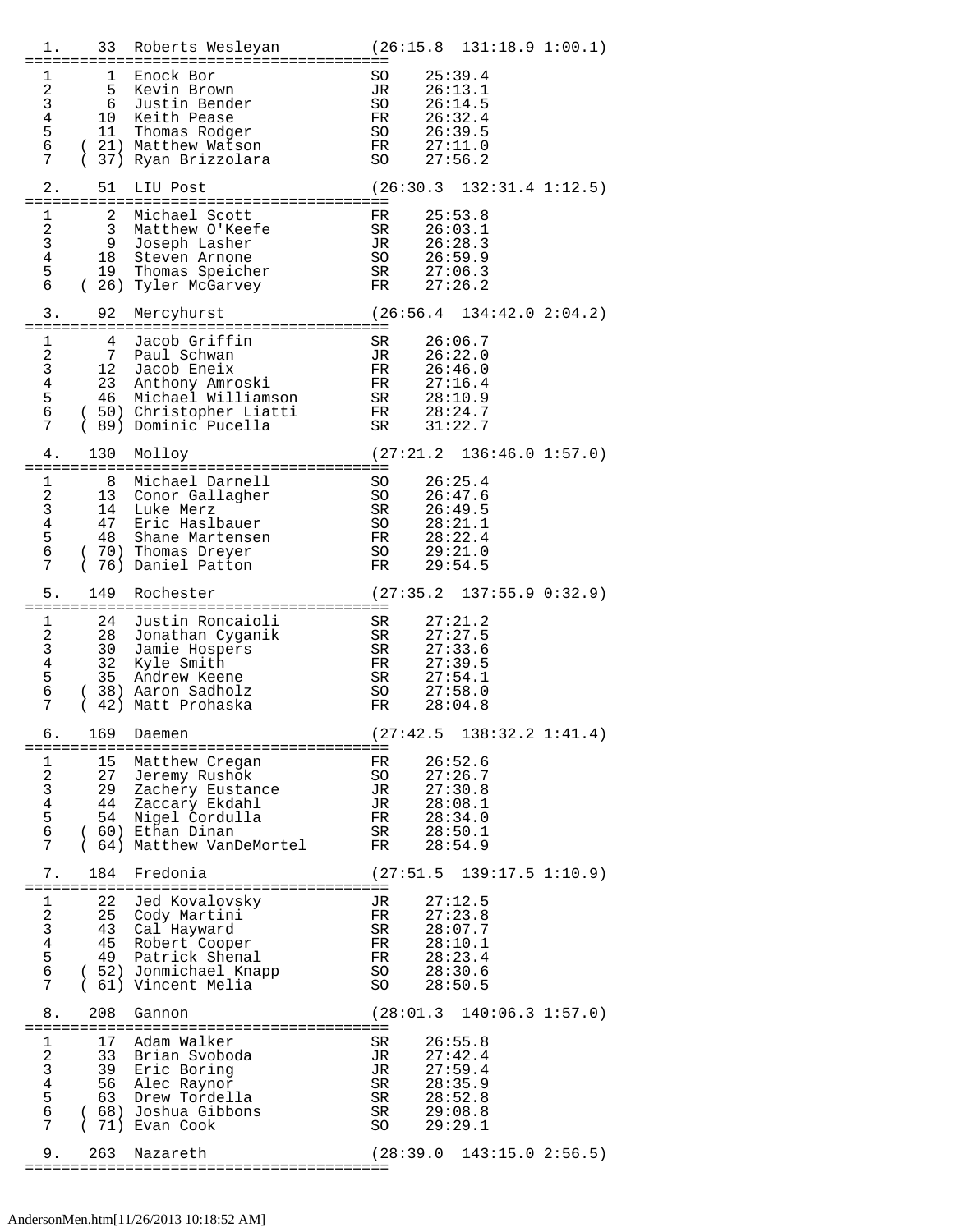```
  1.    33  Roberts Wesleyan          (26:15.8  131:18.9 1:00.1)
========================================
  1      1  Enock Bor                 SO    25:39.4
  2      5  Kevin Brown               JR    26:13.1
  3      6  Justin Bender             SO    26:14.5
  4     10  Keith Pease               FR    26:32.4
  5     11  Thomas Rodger             SO    26:39.5
  6   ( 21) Matthew Watson            FR    27:11.0
  7   ( 37) Ryan Brizzolara           SO    27:56.2

  2.    51  LIU Post                  (26:30.3  132:31.4 1:12.5)
========================================
  1      2  Michael Scott             FR    25:53.8
  2      3  Matthew O'Keefe           SR    26:03.1
  3      9  Joseph Lasher             JR    26:28.3
  4     18  Steven Arnone             SO    26:59.9
  5     19  Thomas Speicher           SR    27:06.3
  6   ( 26) Tyler McGarvey            FR    27:26.2

  3.    92  Mercyhurst                (26:56.4  134:42.0 2:04.2)
========================================
  1      4  Jacob Griffin             SR    26:06.7
  2      7  Paul Schwan               JR    26:22.0
  3     12  Jacob Eneix               FR    26:46.0
  4     23  Anthony Amroski           FR    27:16.4
  5     46  Michael Williamson        SR    28:10.9
  6   ( 50) Christopher Liatti        FR    28:24.7
  7   ( 89) Dominic Pucella           SR    31:22.7

  4.   130  Molloy                    (27:21.2  136:46.0 1:57.0)
========================================
  1      8  Michael Darnell           SO    26:25.4
  2     13  Conor Gallagher           SO    26:47.6
  3     14  Luke Merz                 SR    26:49.5
  4     47  Eric Haslbauer            SO    28:21.1
  5     48  Shane Martensen           FR    28:22.4
  6   ( 70) Thomas Dreyer             SO    29:21.0
  7   ( 76) Daniel Patton             FR    29:54.5

  5.   149  Rochester                 (27:35.2  137:55.9 0:32.9)
========================================
  1     24  Justin Roncaioli          SR    27:21.2
  2     28  Jonathan Cyganik          SR    27:27.5
  3     30  Jamie Hospers             SR    27:33.6
  4     32  Kyle Smith                FR    27:39.5
  5     35  Andrew Keene              SR    27:54.1
  6   ( 38) Aaron Sadholz             SO    27:58.0
  7   ( 42) Matt Prohaska             FR    28:04.8

  6.   169  Daemen                    (27:42.5  138:32.2 1:41.4)
========================================
  1     15  Matthew Cregan            FR    26:52.6
  2     27  Jeremy Rushok             SO    27:26.7
  3     29  Zachery Eustance          JR    27:30.8
  4     44  Zaccary Ekdahl            JR    28:08.1
  5     54  Nigel Cordulla            FR    28:34.0
  6   ( 60) Ethan Dinan               SR    28:50.1
  7   ( 64) Matthew VanDeMortel       FR    28:54.9

  7.   184  Fredonia                  (27:51.5  139:17.5 1:10.9)
========================================
  1     22  Jed Kovalovsky            JR    27:12.5
  2     25  Cody Martini              FR    27:23.8
  3     43  Cal Hayward               SR    28:07.7
  4     45  Robert Cooper             FR    28:10.1
  5     49  Patrick Shenal            FR    28:23.4
  6   ( 52) Jonmichael Knapp          SO    28:30.6
  7   ( 61) Vincent Melia             SO    28:50.5

  8.   208  Gannon                    (28:01.3  140:06.3 1:57.0)
========================================
  1     17  Adam Walker               SR    26:55.8
  2     33  Brian Svoboda             JR    27:42.4
  3     39  Eric Boring               JR    27:59.4
  4     56  Alec Raynor               SR    28:35.9
  5     63  Drew Tordella             SR    28:52.8
  6   ( 68) Joshua Gibbons            SR    29:08.8
  7   ( 71) Evan Cook                 SO    29:29.1

  9.   263  Nazareth                  (28:39.0  143:15.0 2:56.5)
========================================
```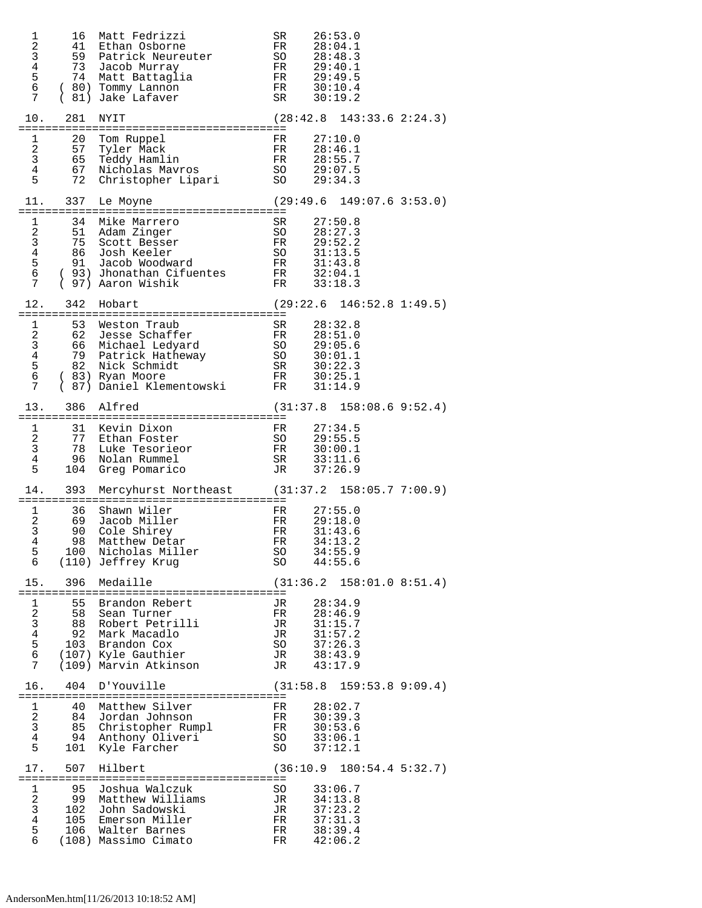```
  1      16  Matt Fedrizzi            SR    26:53.0
  2      41  Ethan Osborne            FR    28:04.1
  3      59  Patrick Neureuter        SO    28:48.3
  4      73  Jacob Murray             FR    29:40.1
  5      74  Matt Battaglia           FR    29:49.5
  6    ( 80) Tommy Lannon             FR    30:10.4
  7    ( 81) Jake Lafaver             SR    30:19.2

 10.    281  NYIT                     (28:42.8  143:33.6 2:24.3)
=========================================
  1      20  Tom Ruppel               FR    27:10.0
  2      57  Tyler Mack               FR    28:46.1
  3      65  Teddy Hamlin             FR    28:55.7
  4      67  Nicholas Mavros          SO    29:07.5
  5      72  Christopher Lipari       SO    29:34.3

 11.    337  Le Moyne                 (29:49.6  149:07.6 3:53.0)
=========================================
  1      34  Mike Marrero             SR    27:50.8
  2      51  Adam Zinger              SO    28:27.3
  3      75  Scott Besser             FR    29:52.2
  4      86  Josh Keeler              SO    31:13.5
  5      91  Jacob Woodward           FR    31:43.8
  6    ( 93) Jhonathan Cifuentes      FR    32:04.1
  7    ( 97) Aaron Wishik             FR    33:18.3

 12.    342  Hobart                   (29:22.6  146:52.8 1:49.5)
=========================================
  1      53  Weston Traub             SR    28:32.8
  2      62  Jesse Schaffer           FR    28:51.0
  3      66  Michael Ledyard          SO    29:05.6
  4      79  Patrick Hatheway         SO    30:01.1
  5      82  Nick Schmidt             SR    30:22.3
  6    ( 83) Ryan Moore               FR    30:25.1
  7    ( 87) Daniel Klementowski      FR    31:14.9

 13.    386  Alfred                   (31:37.8  158:08.6 9:52.4)
=========================================
  1      31  Kevin Dixon              FR    27:34.5
  2      77  Ethan Foster             SO    29:55.5
  3      78  Luke Tesorieor           FR    30:00.1
  4      96  Nolan Rummel             SR    33:11.6
  5     104  Greg Pomarico            JR    37:26.9

 14.    393  Mercyhurst Northeast     (31:37.2  158:05.7 7:00.9)
=========================================
  1      36  Shawn Wiler              FR    27:55.0
  2      69  Jacob Miller             FR    29:18.0
  3      90  Cole Shirey              FR    31:43.6
  4      98  Matthew Detar            FR    34:13.2
  5     100  Nicholas Miller          SO    34:55.9
  6    (110) Jeffrey Krug             SO    44:55.6

 15.    396  Medaille                 (31:36.2  158:01.0 8:51.4)
=========================================
  1      55  Brandon Rebert           JR    28:34.9
  2      58  Sean Turner              FR    28:46.9
  3      88  Robert Petrilli          JR    31:15.7
  4      92  Mark Macadlo             JR    31:57.2
  5     103  Brandon Cox              SO    37:26.3
  6    (107) Kyle Gauthier            JR    38:43.9
  7    (109) Marvin Atkinson          JR    43:17.9

 16.    404  D'Youville               (31:58.8  159:53.8 9:09.4)
=========================================
  1      40  Matthew Silver           FR    28:02.7
  2      84  Jordan Johnson           FR    30:39.3
  3      85  Christopher Rumpl        FR    30:53.6
  4      94  Anthony Oliveri          SO    33:06.1
  5     101  Kyle Farcher             SO    37:12.1

 17.    507  Hilbert                  (36:10.9  180:54.4 5:32.7)
=========================================
  1      95  Joshua Walczuk           SO    33:06.7
  2      99  Matthew Williams         JR    34:13.8
  3     102  John Sadowski            JR    37:23.2
  4     105  Emerson Miller           FR    37:31.3
  5     106  Walter Barnes            FR    38:39.4
  6    (108) Massimo Cimato           FR    42:06.2
```